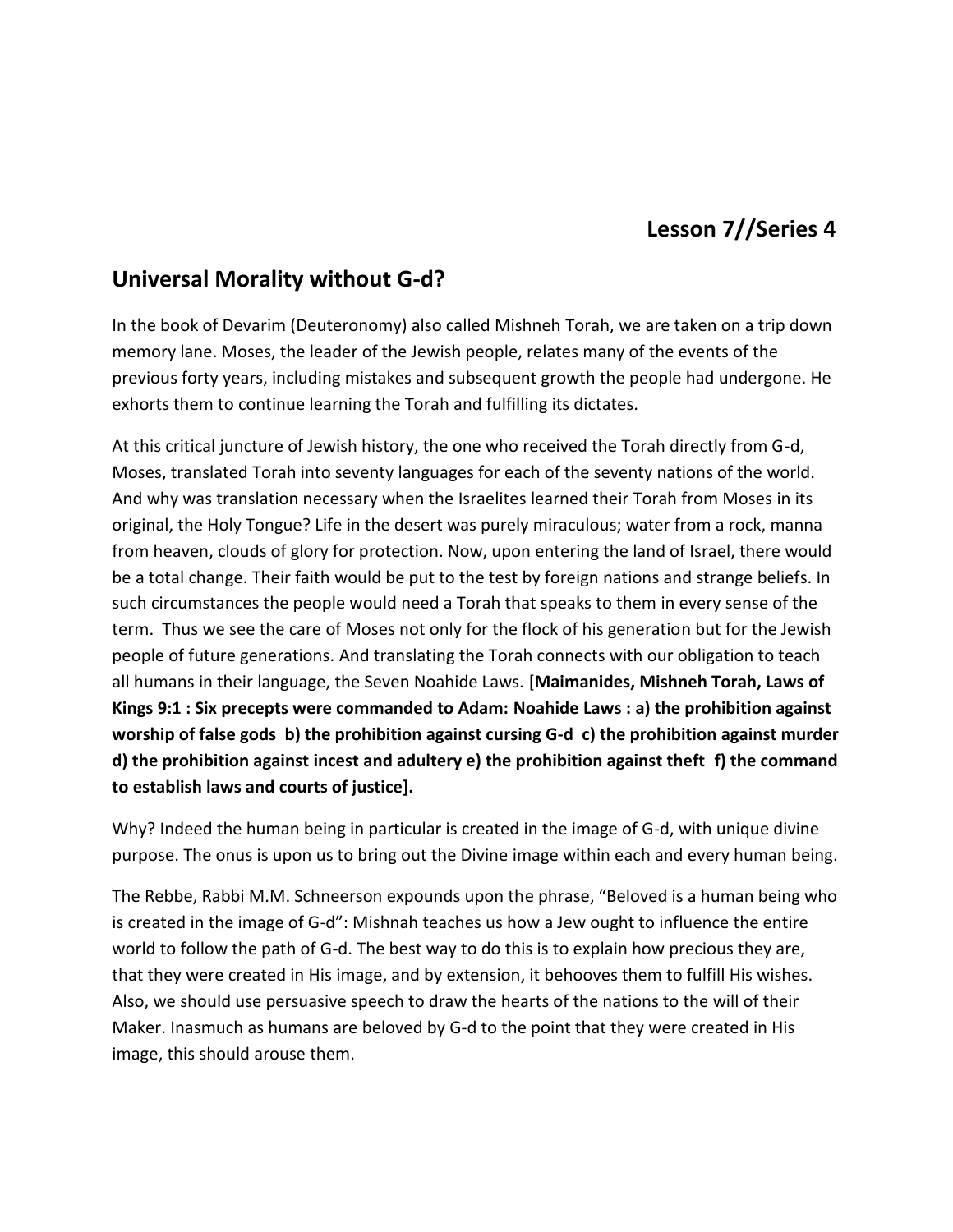## Lesson 7//Series 4

## Universal Morality without G-d?

In the book of Devarim (Deuteronomy) also called Mishneh Torah, we are taken on a trip down memory lane. Moses, the leader of the Jewish people, relates many of the events of the previous forty years, including mistakes and subsequent growth the people had undergone. He exhorts them to continue learning the Torah and fulfilling its dictates.

At this critical juncture of Jewish history, the one who received the Torah directly from G-d, Moses, translated Torah into seventy languages for each of the seventy nations of the world. And why was translation necessary when the Israelites learned their Torah from Moses in its original, the Holy Tongue? Life in the desert was purely miraculous; water from a rock, manna from heaven, clouds of glory for protection. Now, upon entering the land of Israel, there would be a total change. Their faith would be put to the test by foreign nations and strange beliefs. In such circumstances the people would need a Torah that speaks to them in every sense of the term. Thus we see the care of Moses not only for the flock of his generation but for the Jewish people of future generations. And translating the Torah connects with our obligation to teach all humans in their language, the Seven Noahide Laws. [**Maimanides, Mishneh Torah, Laws of Kings 9:1 : Six precepts were commanded to Adam: Noahide Laws : a) the prohibition against worship of false gods b) the prohibition against cursing G-d c) the prohibition against murder d) the prohibition against incest and adultery e) the prohibition against theft f) the command to establish laws and courts of justice].**

Why? Indeed the human being in particular is created in the image of G-d, with unique divine purpose. The onus is upon us to bring out the Divine image within each and every human being.

The Rebbe, Rabbi M.M. Schneerson expounds upon the phrase, "Beloved is a human being who is created in the image of G-d": Mishnah teaches us how a Jew ought to influence the entire world to follow the path of G-d. The best way to do this is to explain how precious they are, that they were created in His image, and by extension, it behooves them to fulfill His wishes. Also, we should use persuasive speech to draw the hearts of the nations to the will of their Maker. Inasmuch as humans are beloved by G-d to the point that they were created in His image, this should arouse them.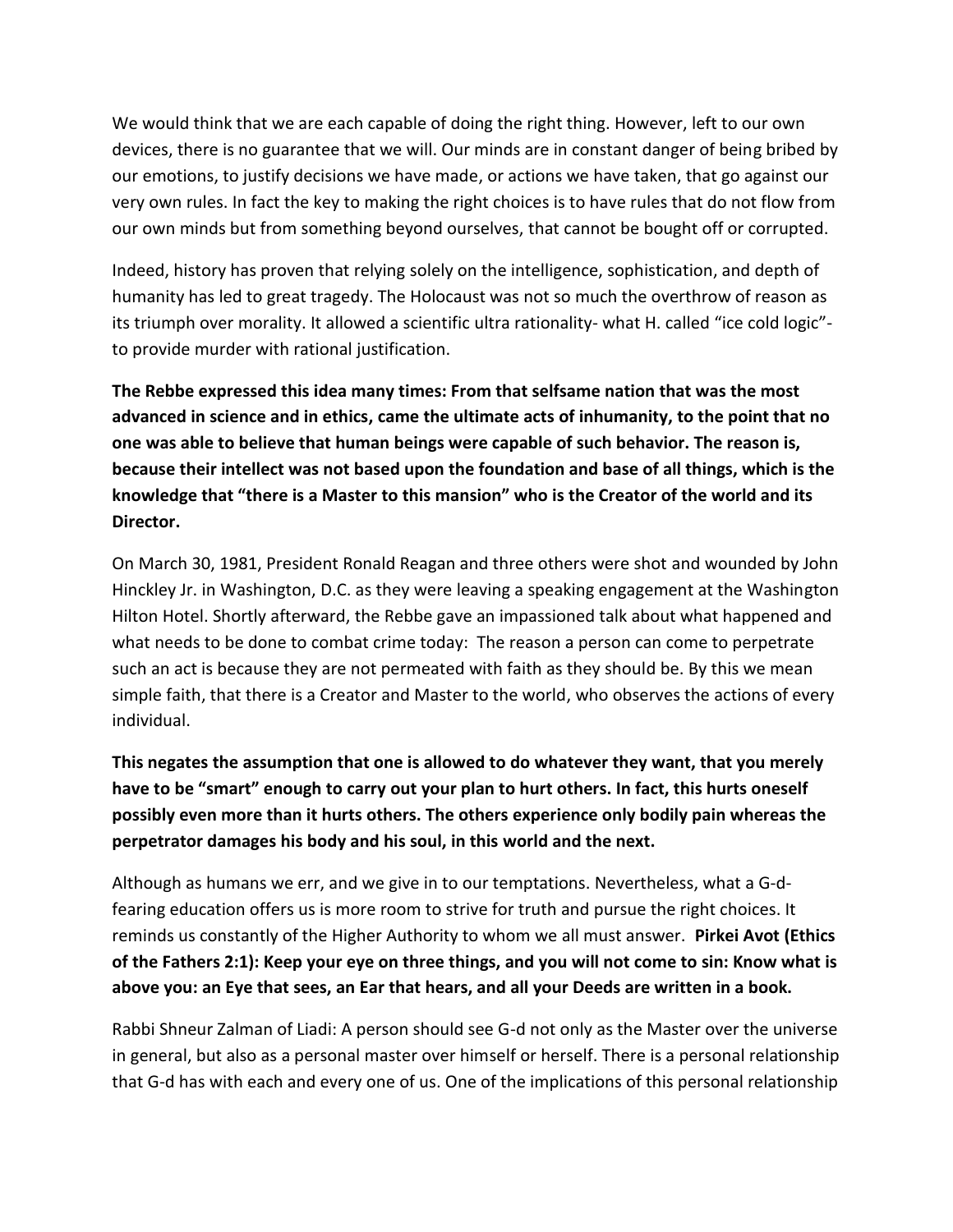We would think that we are each capable of doing the right thing. However, left to our own devices, there is no guarantee that we will. Our minds are in constant danger of being bribed by our emotions, to justify decisions we have made, or actions we have taken, that go against our very own rules. In fact the key to making the right choices is to have rules that do not flow from our own minds but from something beyond ourselves, that cannot be bought off or corrupted.

Indeed, history has proven that relying solely on the intelligence, sophistication, and depth of humanity has led to great tragedy. The Holocaust was not so much the overthrow of reason as its triumph over morality. It allowed a scientific ultra rationality- what H. called "ice cold logic"- to provide murder with rational justification.

**The Rebbe expressed this idea many times: From that selfsame nation that was the most advanced in science and in ethics, came the ultimate acts of inhumanity, to the point that no one was able to believe that human beings were capable of such behavior. The reason is, because their intellect was not based upon the foundation and base of all things, which is the knowledge that "there is a Master to this mansion" who is the Creator of the world and its Director.**

On March 30, 1981, President Ronald Reagan and three others were shot and wounded by John Hinckley Jr. in Washington, D.C. as they were leaving a speaking engagement at the Washington Hilton Hotel. Shortly afterward, the Rebbe gave an impassioned talk about what happened and what needs to be done to combat crime today: The reason a person can come to perpetrate such an act is because they are not permeated with faith as they should be. By this we mean simple faith, that there is a Creator and Master to the world, who observes the actions of every individual.

**This negates the assumption that one is allowed to do whatever they want, that you merely have to be "smart" enough to carry out your plan to hurt others. In fact, this hurts oneself possibly even more than it hurts others. The others experience only bodily pain whereas the perpetrator damages his body and his soul, in this world and the next.**

Although as humans we err, and we give in to our temptations. Nevertheless, what a G-d-fearing education offers us is more room to strive for truth and pursue the right choices. It reminds us constantly of the Higher Authority to whom we all must answer. **Pirkei Avot (Ethics of the Fathers 2:1): Keep your eye on three things, and you will not come to sin: Know what is above you: an Eye that sees, an Ear that hears, and all your Deeds are written in a book.**

Rabbi Shneur Zalman of Liadi: A person should see G-d not only as the Master over the universe in general, but also as a personal master over himself or herself. There is a personal relationship that G-d has with each and every one of us. One of the implications of this personal relationship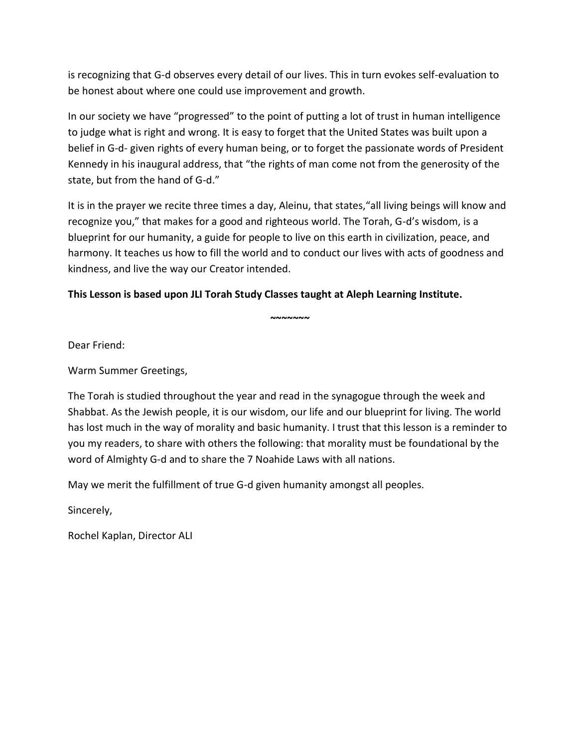is recognizing that G-d observes every detail of our lives. This in turn evokes self-evaluation to be honest about where one could use improvement and growth.

In our society we have "progressed" to the point of putting a lot of trust in human intelligence to judge what is right and wrong. It is easy to forget that the United States was built upon a belief in G-d- given rights of every human being, or to forget the passionate words of President Kennedy in his inaugural address, that "the rights of man come not from the generosity of the state, but from the hand of G-d."

It is in the prayer we recite three times a day, Aleinu, that states,"all living beings will know and recognize you," that makes for a good and righteous world. The Torah, G-d's wisdom, is a blueprint for our humanity, a guide for people to live on this earth in civilization, peace, and harmony. It teaches us how to fill the world and to conduct our lives with acts of goodness and kindness, and live the way our Creator intended.

**This Lesson is based upon JLI Torah Study Classes taught at Aleph Learning Institute.**

~~~~~~~

Dear Friend:

Warm Summer Greetings,

The Torah is studied throughout the year and read in the synagogue through the week and Shabbat. As the Jewish people, it is our wisdom, our life and our blueprint for living. The world has lost much in the way of morality and basic humanity. I trust that this lesson is a reminder to you my readers, to share with others the following: that morality must be foundational by the word of Almighty G-d and to share the 7 Noahide Laws with all nations.

May we merit the fulfillment of true G-d given humanity amongst all peoples.

Sincerely,

Rochel Kaplan, Director ALI